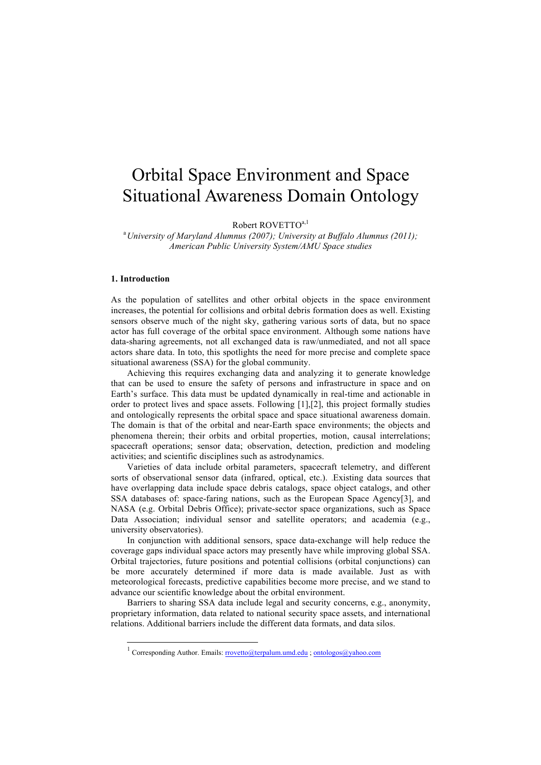# Orbital Space Environment and Space Situational Awareness Domain Ontology

Robert ROVETTO[a,1]

[a] *University of Maryland Alumnus (2007); University at Buffalo Alumnus (2011); American Public University System/AMU Space studies*

## 1. Introduction

As the population of satellites and other orbital objects in the space environment increases, the potential for collisions and orbital debris formation does as well. Existing sensors observe much of the night sky, gathering various sorts of data, but no space actor has full coverage of the orbital space environment. Although some nations have data-sharing agreements, not all exchanged data is raw/unmediated, and not all space actors share data. In toto, this spotlights the need for more precise and complete space situational awareness (SSA) for the global community.

Achieving this requires exchanging data and analyzing it to generate knowledge that can be used to ensure the safety of persons and infrastructure in space and on Earth's surface. This data must be updated dynamically in real-time and actionable in order to protect lives and space assets. Following [1],[2], this project formally studies and ontologically represents the orbital space and space situational awareness domain. The domain is that of the orbital and near-Earth space environments; the objects and phenomena therein; their orbits and orbital properties, motion, causal interrelations; spacecraft operations; sensor data; observation, detection, prediction and modeling activities; and scientific disciplines such as astrodynamics.

Varieties of data include orbital parameters, spacecraft telemetry, and different sorts of observational sensor data (infrared, optical, etc.). .Existing data sources that have overlapping data include space debris catalogs, space object catalogs, and other SSA databases of: space-faring nations, such as the European Space Agency[3], and NASA (e.g. Orbital Debris Office); private-sector space organizations, such as Space Data Association; individual sensor and satellite operators; and academia (e.g., university observatories).

In conjunction with additional sensors, space data-exchange will help reduce the coverage gaps individual space actors may presently have while improving global SSA. Orbital trajectories, future positions and potential collisions (orbital conjunctions) can be more accurately determined if more data is made available. Just as with meteorological forecasts, predictive capabilities become more precise, and we stand to advance our scientific knowledge about the orbital environment.

Barriers to sharing SSA data include legal and security concerns, e.g., anonymity, proprietary information, data related to national security space assets, and international relations. Additional barriers include the different data formats, and data silos.

[1] Corresponding Author. Emails: rrovetto@terpalum.umd.edu ; ontologos@yahoo.com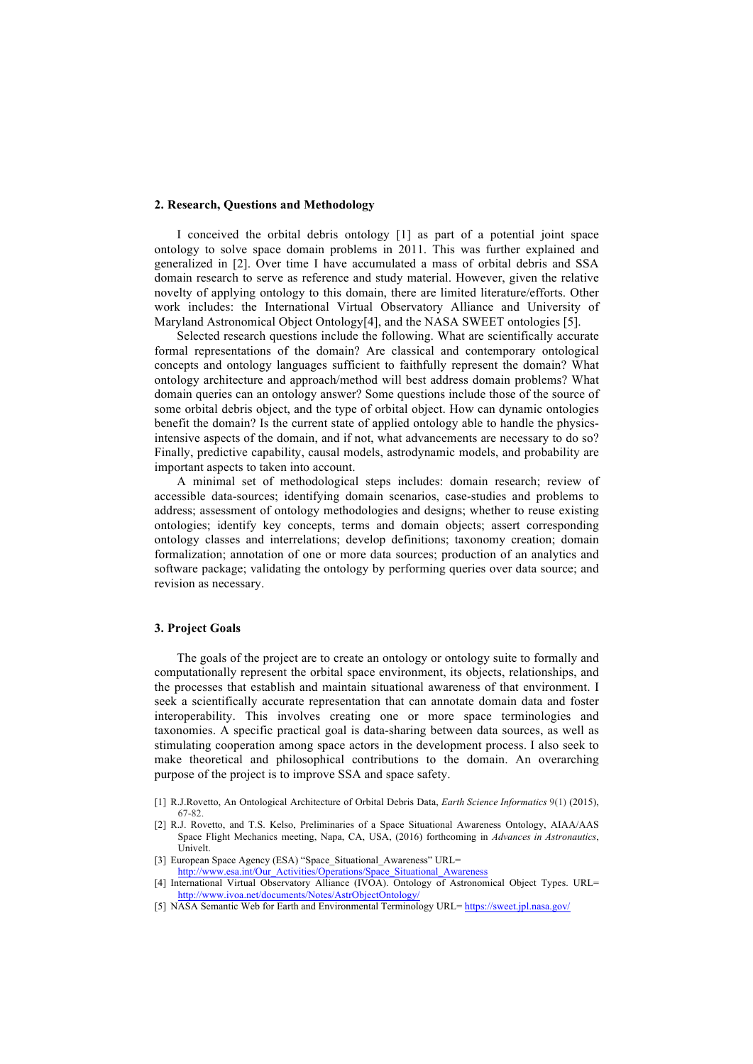## 2. Research, Questions and Methodology

I conceived the orbital debris ontology [1] as part of a potential joint space ontology to solve space domain problems in 2011. This was further explained and generalized in [2]. Over time I have accumulated a mass of orbital debris and SSA domain research to serve as reference and study material. However, given the relative novelty of applying ontology to this domain, there are limited literature/efforts. Other work includes: the International Virtual Observatory Alliance and University of Maryland Astronomical Object Ontology[4], and the NASA SWEET ontologies [5].

Selected research questions include the following. What are scientifically accurate formal representations of the domain? Are classical and contemporary ontological concepts and ontology languages sufficient to faithfully represent the domain? What ontology architecture and approach/method will best address domain problems? What domain queries can an ontology answer? Some questions include those of the source of some orbital debris object, and the type of orbital object. How can dynamic ontologies benefit the domain? Is the current state of applied ontology able to handle the physics-intensive aspects of the domain, and if not, what advancements are necessary to do so? Finally, predictive capability, causal models, astrodynamic models, and probability are important aspects to taken into account.

A minimal set of methodological steps includes: domain research; review of accessible data-sources; identifying domain scenarios, case-studies and problems to address; assessment of ontology methodologies and designs; whether to reuse existing ontologies; identify key concepts, terms and domain objects; assert corresponding ontology classes and interrelations; develop definitions; taxonomy creation; domain formalization; annotation of one or more data sources; production of an analytics and software package; validating the ontology by performing queries over data source; and revision as necessary.

## 3. Project Goals

The goals of the project are to create an ontology or ontology suite to formally and computationally represent the orbital space environment, its objects, relationships, and the processes that establish and maintain situational awareness of that environment. I seek a scientifically accurate representation that can annotate domain data and foster interoperability. This involves creating one or more space terminologies and taxonomies. A specific practical goal is data-sharing between data sources, as well as stimulating cooperation among space actors in the development process. I also seek to make theoretical and philosophical contributions to the domain. An overarching purpose of the project is to improve SSA and space safety.

[1] R.J.Rovetto, An Ontological Architecture of Orbital Debris Data, *Earth Science Informatics* 9(1) (2015), 67-82.

[2] R.J. Rovetto, and T.S. Kelso, Preliminaries of a Space Situational Awareness Ontology, AIAA/AAS Space Flight Mechanics meeting, Napa, CA, USA, (2016) forthcoming in *Advances in Astronautics*, Univelt.

[3] European Space Agency (ESA) "Space_Situational_Awareness" URL= http://www.esa.int/Our_Activities/Operations/Space_Situational_Awareness

[4] International Virtual Observatory Alliance (IVOA). Ontology of Astronomical Object Types. URL= http://www.ivoa.net/documents/Notes/AstrObjectOntology/

[5] NASA Semantic Web for Earth and Environmental Terminology URL= https://sweet.jpl.nasa.gov/